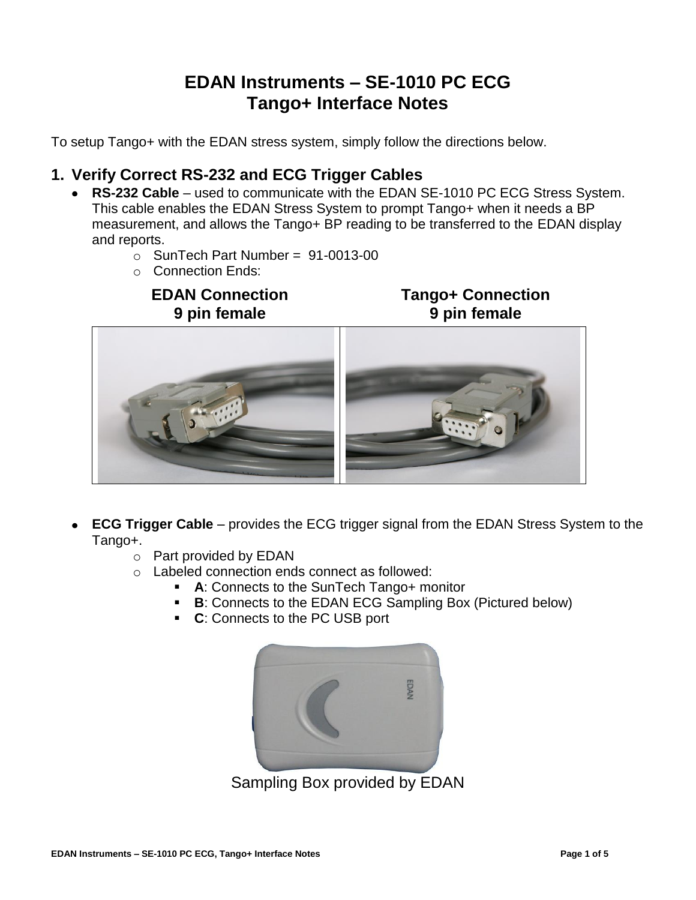# EDAN Instruments – SE-1010 PC ECG
# Tango+ Interface Notes

To setup Tango+ with the EDAN stress system, simply follow the directions below.

## 1. Verify Correct RS-232 and ECG Trigger Cables

- **RS-232 Cable** – used to communicate with the EDAN SE-1010 PC ECG Stress System. This cable enables the EDAN Stress System to prompt Tango+ when it needs a BP measurement, and allows the Tango+ BP reading to be transferred to the EDAN display and reports.
  - SunTech Part Number = 91-0013-00
  - Connection Ends:

| EDAN Connection<br>9 pin female | Tango+ Connection<br>9 pin female |
| --- | --- |

- **ECG Trigger Cable** – provides the ECG trigger signal from the EDAN Stress System to the Tango+.
  - Part provided by EDAN
  - Labeled connection ends connect as followed:
    - **A**: Connects to the SunTech Tango+ monitor
    - **B**: Connects to the EDAN ECG Sampling Box (Pictured below)
    - **C**: Connects to the PC USB port

Sampling Box provided by EDAN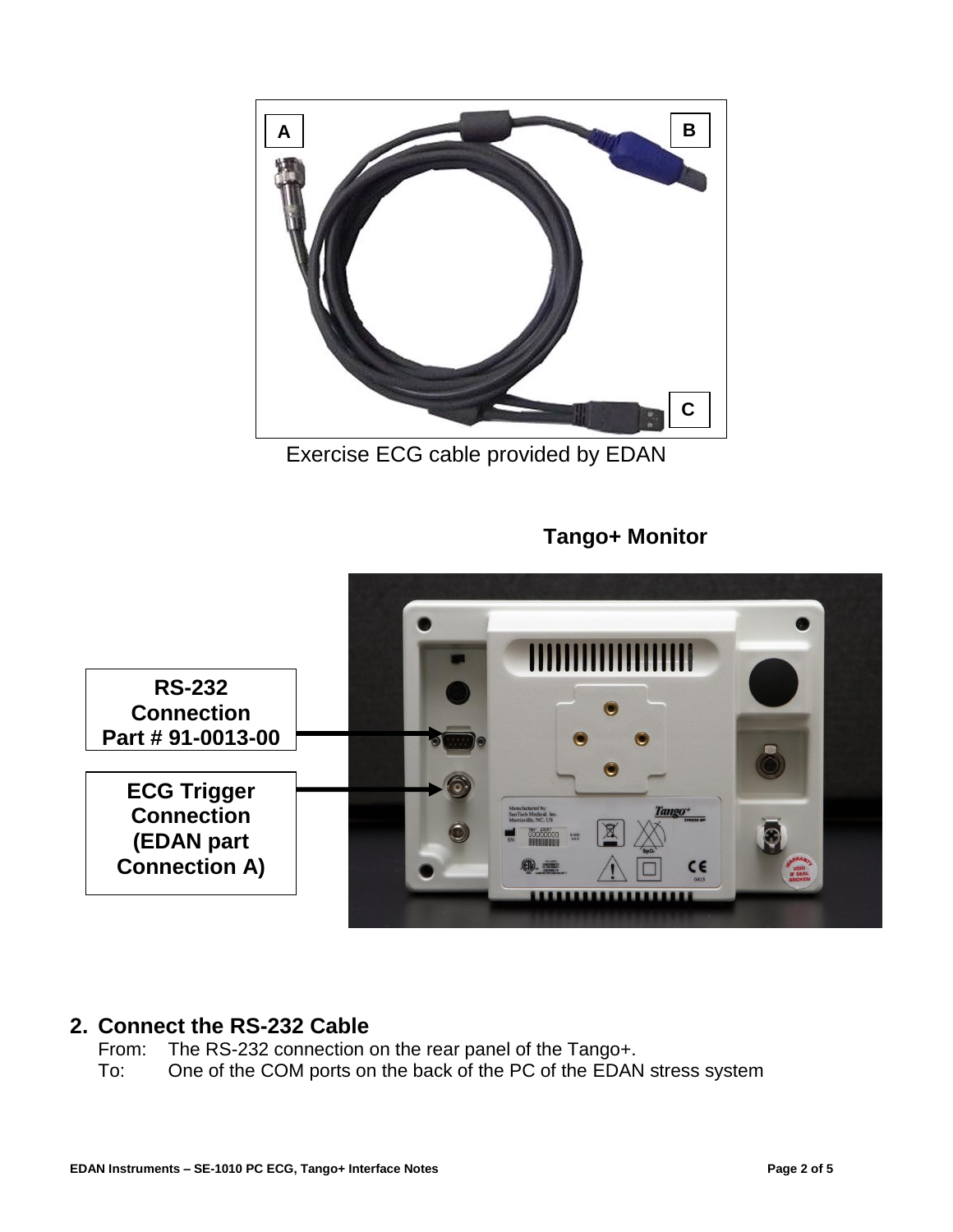A

B

C

Exercise ECG cable provided by EDAN

**Tango+ Monitor**

**RS-232 Connection Part # 91-0013-00**

**ECG Trigger Connection (EDAN part Connection A)**

## 2. Connect the RS-232 Cable

From: The RS-232 connection on the rear panel of the Tango+.

To: One of the COM ports on the back of the PC of the EDAN stress system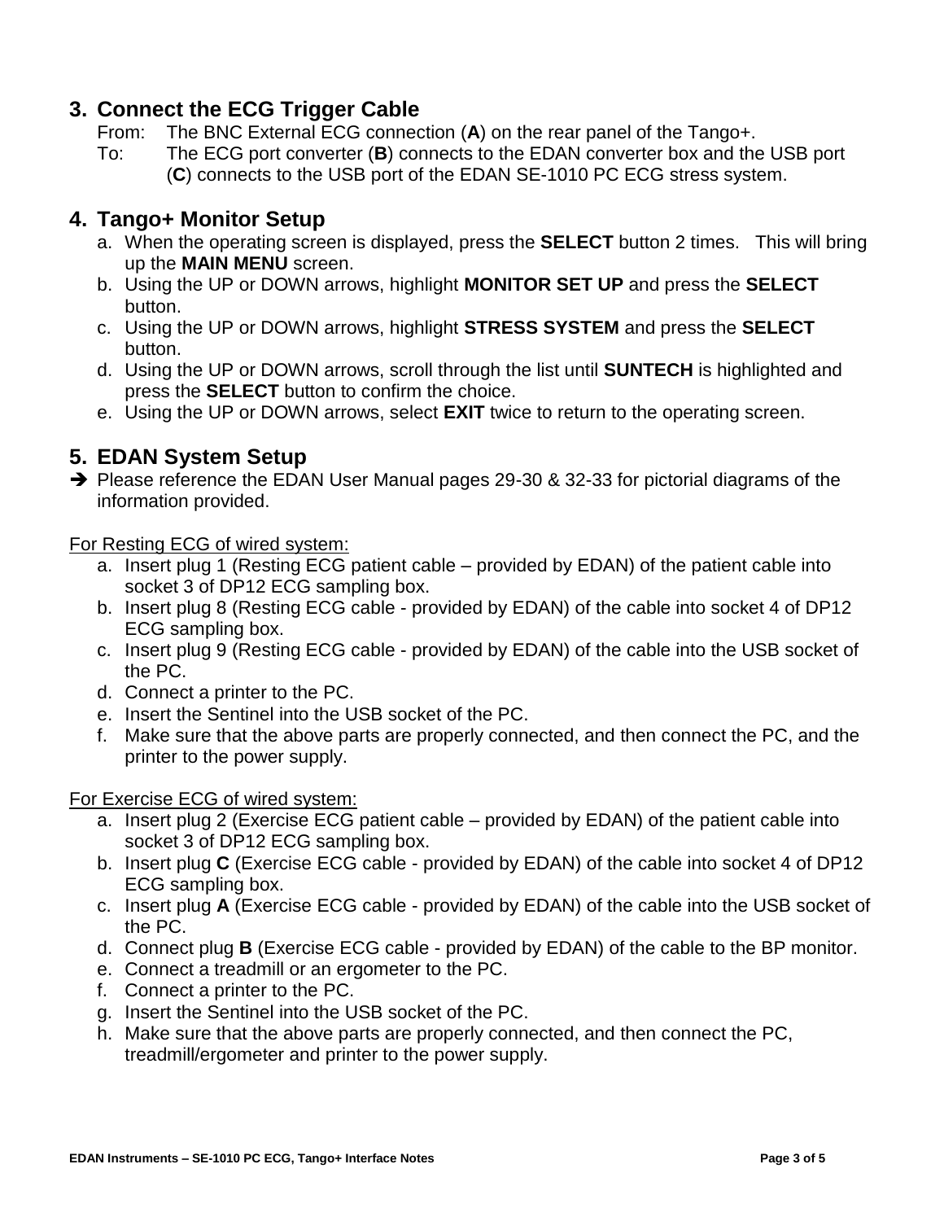## 3. Connect the ECG Trigger Cable

From: The BNC External ECG connection (**A**) on the rear panel of the Tango+.

To: The ECG port converter (**B**) connects to the EDAN converter box and the USB port (**C**) connects to the USB port of the EDAN SE-1010 PC ECG stress system.

## 4. Tango+ Monitor Setup

a. When the operating screen is displayed, press the **SELECT** button 2 times. This will bring up the **MAIN MENU** screen.

b. Using the UP or DOWN arrows, highlight **MONITOR SET UP** and press the **SELECT** button.

c. Using the UP or DOWN arrows, highlight **STRESS SYSTEM** and press the **SELECT** button.

d. Using the UP or DOWN arrows, scroll through the list until **SUNTECH** is highlighted and press the **SELECT** button to confirm the choice.

e. Using the UP or DOWN arrows, select **EXIT** twice to return to the operating screen.

## 5. EDAN System Setup

➔ Please reference the EDAN User Manual pages 29-30 & 32-33 for pictorial diagrams of the information provided.

<u>For Resting ECG of wired system:</u>

a. Insert plug 1 (Resting ECG patient cable – provided by EDAN) of the patient cable into socket 3 of DP12 ECG sampling box.

b. Insert plug 8 (Resting ECG cable - provided by EDAN) of the cable into socket 4 of DP12 ECG sampling box.

c. Insert plug 9 (Resting ECG cable - provided by EDAN) of the cable into the USB socket of the PC.

d. Connect a printer to the PC.

e. Insert the Sentinel into the USB socket of the PC.

f. Make sure that the above parts are properly connected, and then connect the PC, and the printer to the power supply.

<u>For Exercise ECG of wired system:</u>

a. Insert plug 2 (Exercise ECG patient cable – provided by EDAN) of the patient cable into socket 3 of DP12 ECG sampling box.

b. Insert plug **C** (Exercise ECG cable - provided by EDAN) of the cable into socket 4 of DP12 ECG sampling box.

c. Insert plug **A** (Exercise ECG cable - provided by EDAN) of the cable into the USB socket of the PC.

d. Connect plug **B** (Exercise ECG cable - provided by EDAN) of the cable to the BP monitor.

e. Connect a treadmill or an ergometer to the PC.

f. Connect a printer to the PC.

g. Insert the Sentinel into the USB socket of the PC.

h. Make sure that the above parts are properly connected, and then connect the PC, treadmill/ergometer and printer to the power supply.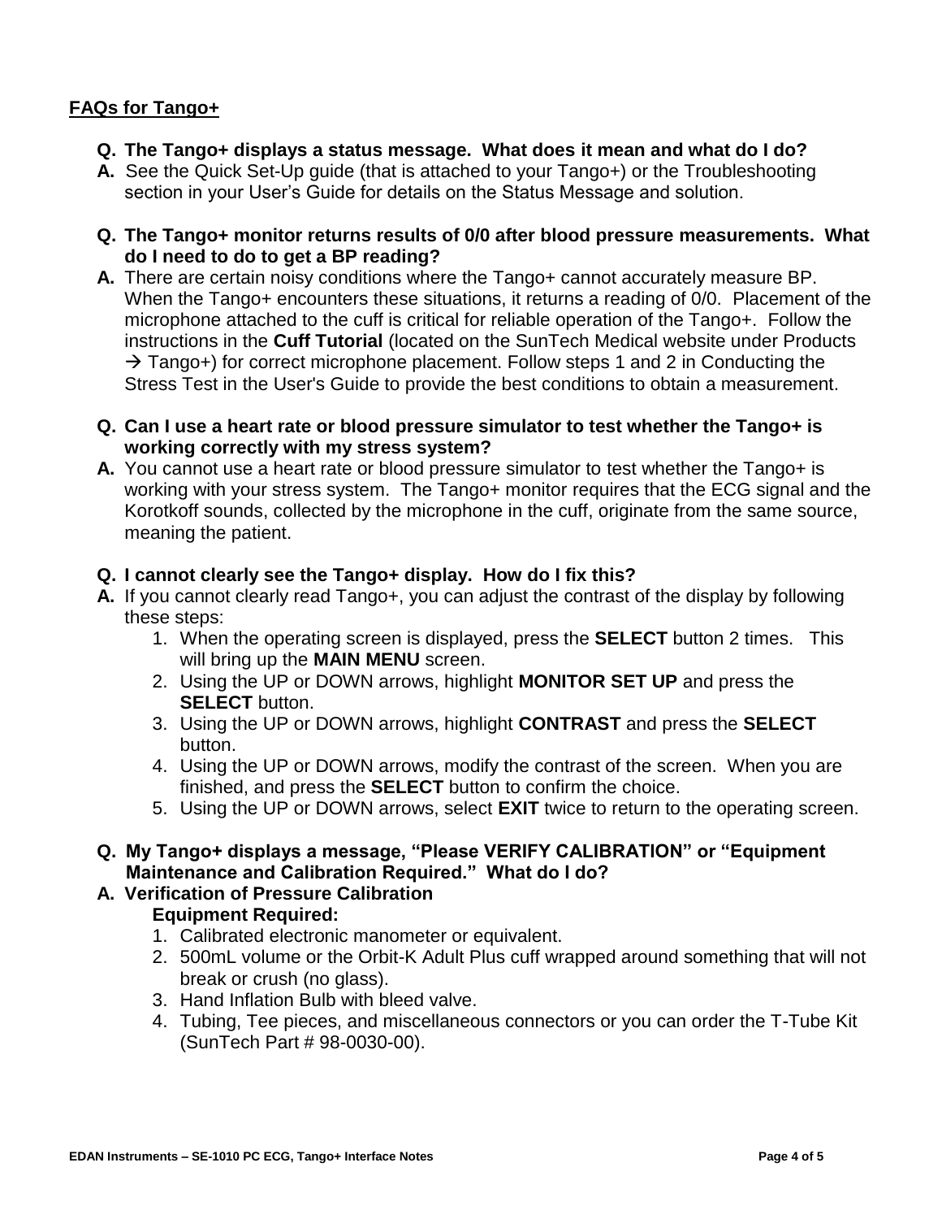## FAQs for Tango+

**Q. The Tango+ displays a status message. What does it mean and what do I do?**

**A.** See the Quick Set-Up guide (that is attached to your Tango+) or the Troubleshooting section in your User's Guide for details on the Status Message and solution.

**Q. The Tango+ monitor returns results of 0/0 after blood pressure measurements. What do I need to do to get a BP reading?**

**A.** There are certain noisy conditions where the Tango+ cannot accurately measure BP. When the Tango+ encounters these situations, it returns a reading of 0/0. Placement of the microphone attached to the cuff is critical for reliable operation of the Tango+. Follow the instructions in the **Cuff Tutorial** (located on the SunTech Medical website under Products → Tango+) for correct microphone placement. Follow steps 1 and 2 in Conducting the Stress Test in the User's Guide to provide the best conditions to obtain a measurement.

**Q. Can I use a heart rate or blood pressure simulator to test whether the Tango+ is working correctly with my stress system?**

**A.** You cannot use a heart rate or blood pressure simulator to test whether the Tango+ is working with your stress system. The Tango+ monitor requires that the ECG signal and the Korotkoff sounds, collected by the microphone in the cuff, originate from the same source, meaning the patient.

**Q. I cannot clearly see the Tango+ display. How do I fix this?**

**A.** If you cannot clearly read Tango+, you can adjust the contrast of the display by following these steps:

1. When the operating screen is displayed, press the **SELECT** button 2 times. This will bring up the **MAIN MENU** screen.
2. Using the UP or DOWN arrows, highlight **MONITOR SET UP** and press the **SELECT** button.
3. Using the UP or DOWN arrows, highlight **CONTRAST** and press the **SELECT** button.
4. Using the UP or DOWN arrows, modify the contrast of the screen. When you are finished, and press the **SELECT** button to confirm the choice.
5. Using the UP or DOWN arrows, select **EXIT** twice to return to the operating screen.

**Q. My Tango+ displays a message, "Please VERIFY CALIBRATION" or "Equipment Maintenance and Calibration Required." What do I do?**

**A. Verification of Pressure Calibration**

**Equipment Required:**

1. Calibrated electronic manometer or equivalent.
2. 500mL volume or the Orbit-K Adult Plus cuff wrapped around something that will not break or crush (no glass).
3. Hand Inflation Bulb with bleed valve.
4. Tubing, Tee pieces, and miscellaneous connectors or you can order the T-Tube Kit (SunTech Part # 98-0030-00).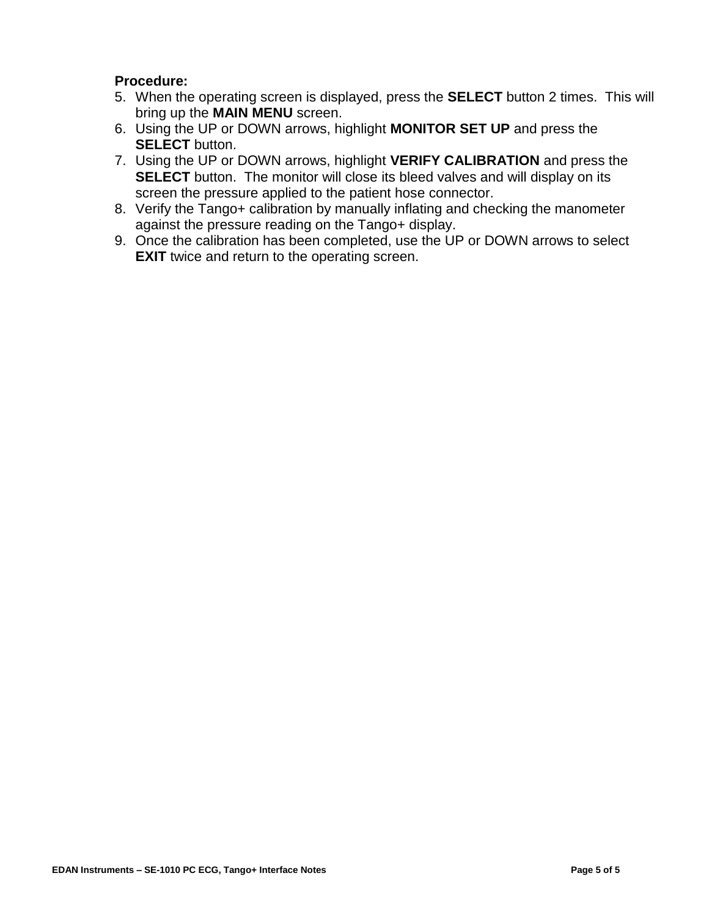**Procedure:**

5. When the operating screen is displayed, press the **SELECT** button 2 times. This will bring up the **MAIN MENU** screen.
6. Using the UP or DOWN arrows, highlight **MONITOR SET UP** and press the **SELECT** button.
7. Using the UP or DOWN arrows, highlight **VERIFY CALIBRATION** and press the **SELECT** button. The monitor will close its bleed valves and will display on its screen the pressure applied to the patient hose connector.
8. Verify the Tango+ calibration by manually inflating and checking the manometer against the pressure reading on the Tango+ display.
9. Once the calibration has been completed, use the UP or DOWN arrows to select **EXIT** twice and return to the operating screen.